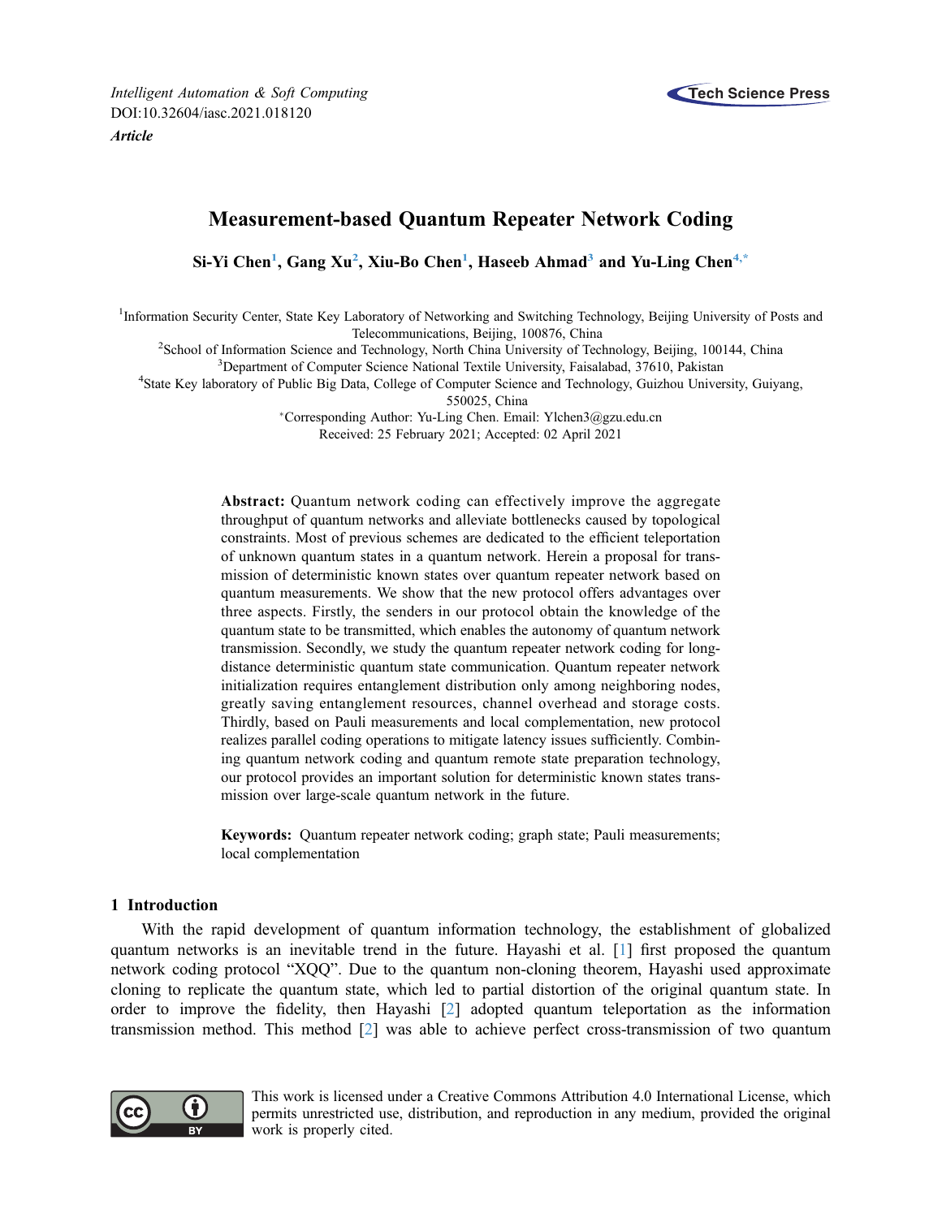*Intelligent Automation & Soft Computing*
DOI:10.32604/iasc.2021.018120
***Article***

# Measurement-based Quantum Repeater Network Coding

**Si-Yi Chen[1], Gang Xu[2], Xiu-Bo Chen[1], Haseeb Ahmad[3] and Yu-Ling Chen[4,*]**

[1]Information Security Center, State Key Laboratory of Networking and Switching Technology, Beijing University of Posts and Telecommunications, Beijing, 100876, China
[2]School of Information Science and Technology, North China University of Technology, Beijing, 100144, China
[3]Department of Computer Science National Textile University, Faisalabad, 37610, Pakistan
[4]State Key laboratory of Public Big Data, College of Computer Science and Technology, Guizhou University, Guiyang, 550025, China
*Corresponding Author: Yu-Ling Chen. Email: Ylchen3@gzu.edu.cn
Received: 25 February 2021; Accepted: 02 April 2021

**Abstract:** Quantum network coding can effectively improve the aggregate throughput of quantum networks and alleviate bottlenecks caused by topological constraints. Most of previous schemes are dedicated to the efficient teleportation of unknown quantum states in a quantum network. Herein a proposal for transmission of deterministic known states over quantum repeater network based on quantum measurements. We show that the new protocol offers advantages over three aspects. Firstly, the senders in our protocol obtain the knowledge of the quantum state to be transmitted, which enables the autonomy of quantum network transmission. Secondly, we study the quantum repeater network coding for long-distance deterministic quantum state communication. Quantum repeater network initialization requires entanglement distribution only among neighboring nodes, greatly saving entanglement resources, channel overhead and storage costs. Thirdly, based on Pauli measurements and local complementation, new protocol realizes parallel coding operations to mitigate latency issues sufficiently. Combining quantum network coding and quantum remote state preparation technology, our protocol provides an important solution for deterministic known states transmission over large-scale quantum network in the future.

**Keywords:** Quantum repeater network coding; graph state; Pauli measurements; local complementation

## 1 Introduction

With the rapid development of quantum information technology, the establishment of globalized quantum networks is an inevitable trend in the future. Hayashi et al. [1] first proposed the quantum network coding protocol "XQQ". Due to the quantum non-cloning theorem, Hayashi used approximate cloning to replicate the quantum state, which led to partial distortion of the original quantum state. In order to improve the fidelity, then Hayashi [2] adopted quantum teleportation as the information transmission method. This method [2] was able to achieve perfect cross-transmission of two quantum

This work is licensed under a Creative Commons Attribution 4.0 International License, which permits unrestricted use, distribution, and reproduction in any medium, provided the original work is properly cited.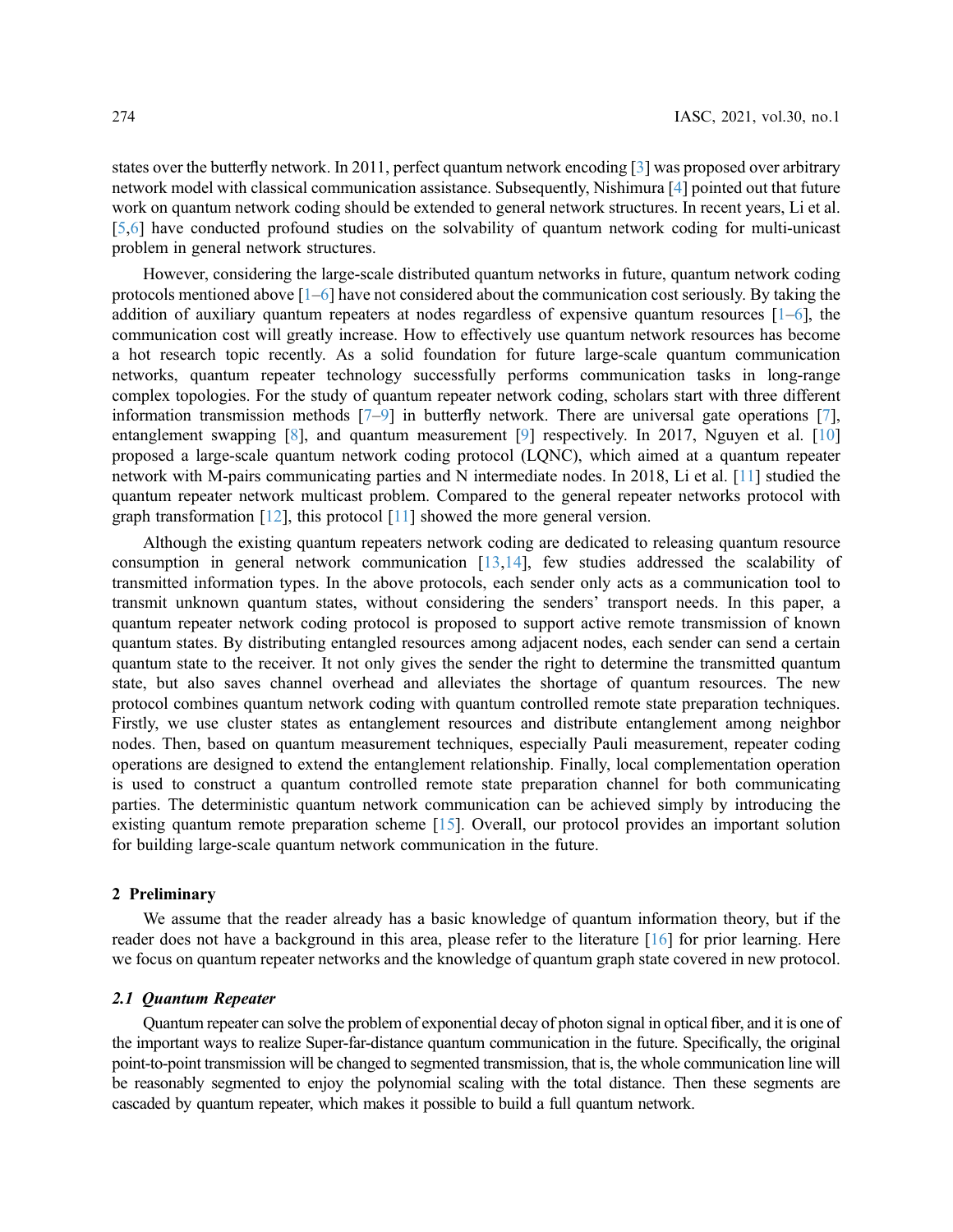states over the butterfly network. In 2011, perfect quantum network encoding [3] was proposed over arbitrary network model with classical communication assistance. Subsequently, Nishimura [4] pointed out that future work on quantum network coding should be extended to general network structures. In recent years, Li et al. [5,6] have conducted profound studies on the solvability of quantum network coding for multi-unicast problem in general network structures.

However, considering the large-scale distributed quantum networks in future, quantum network coding protocols mentioned above [1–6] have not considered about the communication cost seriously. By taking the addition of auxiliary quantum repeaters at nodes regardless of expensive quantum resources [1–6], the communication cost will greatly increase. How to effectively use quantum network resources has become a hot research topic recently. As a solid foundation for future large-scale quantum communication networks, quantum repeater technology successfully performs communication tasks in long-range complex topologies. For the study of quantum repeater network coding, scholars start with three different information transmission methods [7–9] in butterfly network. There are universal gate operations [7], entanglement swapping [8], and quantum measurement [9] respectively. In 2017, Nguyen et al. [10] proposed a large-scale quantum network coding protocol (LQNC), which aimed at a quantum repeater network with M-pairs communicating parties and N intermediate nodes. In 2018, Li et al. [11] studied the quantum repeater network multicast problem. Compared to the general repeater networks protocol with graph transformation [12], this protocol [11] showed the more general version.

Although the existing quantum repeaters network coding are dedicated to releasing quantum resource consumption in general network communication [13,14], few studies addressed the scalability of transmitted information types. In the above protocols, each sender only acts as a communication tool to transmit unknown quantum states, without considering the senders' transport needs. In this paper, a quantum repeater network coding protocol is proposed to support active remote transmission of known quantum states. By distributing entangled resources among adjacent nodes, each sender can send a certain quantum state to the receiver. It not only gives the sender the right to determine the transmitted quantum state, but also saves channel overhead and alleviates the shortage of quantum resources. The new protocol combines quantum network coding with quantum controlled remote state preparation techniques. Firstly, we use cluster states as entanglement resources and distribute entanglement among neighbor nodes. Then, based on quantum measurement techniques, especially Pauli measurement, repeater coding operations are designed to extend the entanglement relationship. Finally, local complementation operation is used to construct a quantum controlled remote state preparation channel for both communicating parties. The deterministic quantum network communication can be achieved simply by introducing the existing quantum remote preparation scheme [15]. Overall, our protocol provides an important solution for building large-scale quantum network communication in the future.

## 2 Preliminary

We assume that the reader already has a basic knowledge of quantum information theory, but if the reader does not have a background in this area, please refer to the literature [16] for prior learning. Here we focus on quantum repeater networks and the knowledge of quantum graph state covered in new protocol.

### *2.1 Quantum Repeater*

Quantum repeater can solve the problem of exponential decay of photon signal in optical fiber, and it is one of the important ways to realize Super-far-distance quantum communication in the future. Specifically, the original point-to-point transmission will be changed to segmented transmission, that is, the whole communication line will be reasonably segmented to enjoy the polynomial scaling with the total distance. Then these segments are cascaded by quantum repeater, which makes it possible to build a full quantum network.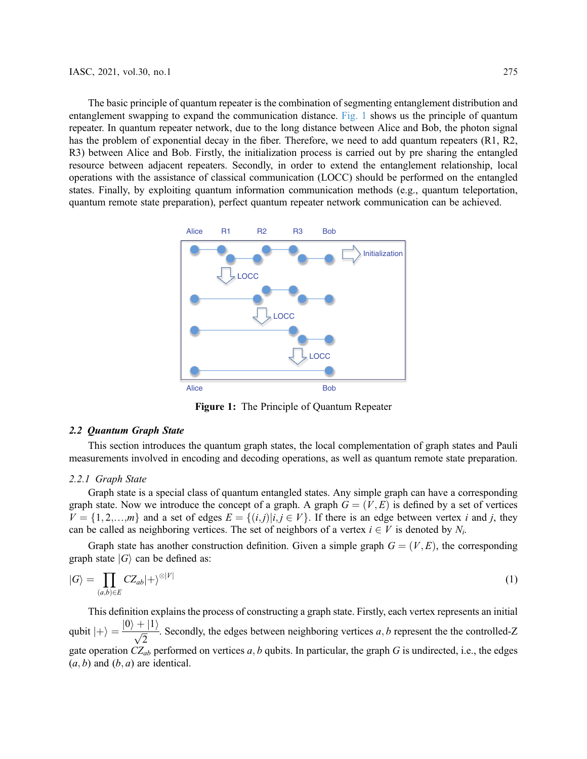The basic principle of quantum repeater is the combination of segmenting entanglement distribution and entanglement swapping to expand the communication distance. Fig. 1 shows us the principle of quantum repeater. In quantum repeater network, due to the long distance between Alice and Bob, the photon signal has the problem of exponential decay in the fiber. Therefore, we need to add quantum repeaters (R1, R2, R3) between Alice and Bob. Firstly, the initialization process is carried out by pre sharing the entangled resource between adjacent repeaters. Secondly, in order to extend the entanglement relationship, local operations with the assistance of classical communication (LOCC) should be performed on the entangled states. Finally, by exploiting quantum information communication methods (e.g., quantum teleportation, quantum remote state preparation), perfect quantum repeater network communication can be achieved.

**Figure 1:** The Principle of Quantum Repeater

### 2.2 *Quantum Graph State*

This section introduces the quantum graph states, the local complementation of graph states and Pauli measurements involved in encoding and decoding operations, as well as quantum remote state preparation.

#### 2.2.1 *Graph State*

Graph state is a special class of quantum entangled states. Any simple graph can have a corresponding graph state. Now we introduce the concept of a graph. A graph $G = (V, E)$ is defined by a set of vertices $V = \{1, 2, \ldots, m\}$ and a set of edges $E = \{(i, j) | i, j \in V\}$. If there is an edge between vertex $i$ and $j$, they can be called as neighboring vertices. The set of neighbors of a vertex $i \in V$ is denoted by $N_i$.

Graph state has another construction definition. Given a simple graph $G = (V, E)$, the corresponding graph state $|G\rangle$ can be defined as:

$$|G\rangle = \prod_{(a,b)\in E} CZ_{ab} |+\rangle^{\otimes|V|} \tag{1}$$

This definition explains the process of constructing a graph state. Firstly, each vertex represents an initial qubit $|+\rangle = \dfrac{|0\rangle + |1\rangle}{\sqrt{2}}$. Secondly, the edges between neighboring vertices $a, b$ represent the the controlled-Z gate operation $CZ_{ab}$ performed on vertices $a, b$ qubits. In particular, the graph $G$ is undirected, i.e., the edges $(a, b)$ and $(b, a)$ are identical.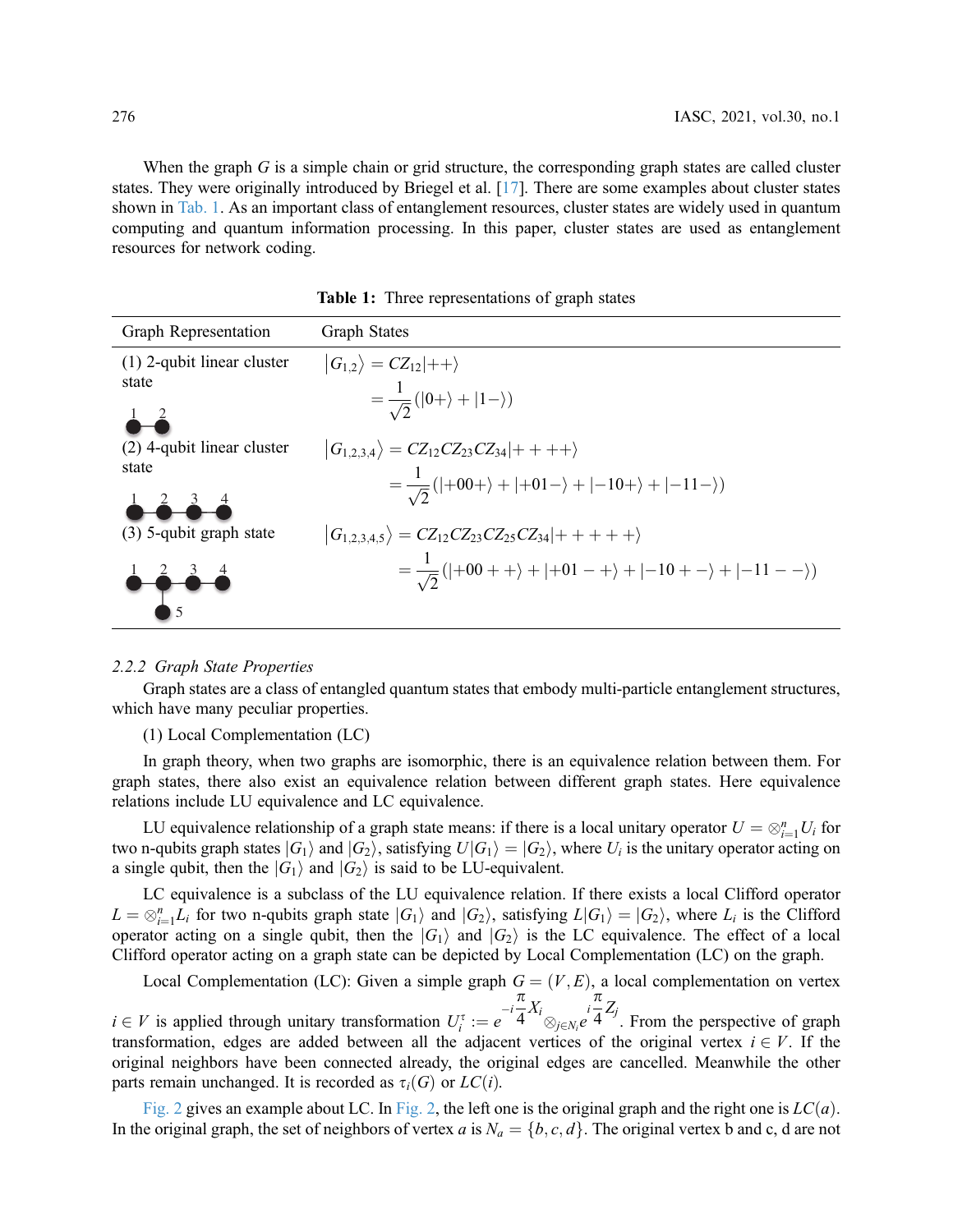When the graph $G$ is a simple chain or grid structure, the corresponding graph states are called cluster states. They were originally introduced by Briegel et al. [17]. There are some examples about cluster states shown in Tab. 1. As an important class of entanglement resources, cluster states are widely used in quantum computing and quantum information processing. In this paper, cluster states are used as entanglement resources for network coding.

**Table 1:** Three representations of graph states

| Graph Representation | Graph States |
|---|---|
| (1) 2-qubit linear cluster state | $\vert G_{1,2}\rangle = CZ_{12}\vert{++}\rangle = \frac{1}{\sqrt{2}}(\vert 0+\rangle + \vert 1-\rangle)$ |
| (2) 4-qubit linear cluster state | $\vert G_{1,2,3,4}\rangle = CZ_{12}CZ_{23}CZ_{34}\vert{++++}\rangle = \frac{1}{\sqrt{2}}(\vert{+00+}\rangle + \vert{+01-}\rangle + \vert{-10+}\rangle + \vert{-11-}\rangle)$ |
| (3) 5-qubit graph state | $\vert G_{1,2,3,4,5}\rangle = CZ_{12}CZ_{23}CZ_{25}CZ_{34}\vert{+++++}\rangle = \frac{1}{\sqrt{2}}(\vert{+00++}\rangle + \vert{+01-+}\rangle + \vert{-10+-}\rangle + \vert{-11--}\rangle)$ |

### 2.2.2 Graph State Properties

Graph states are a class of entangled quantum states that embody multi-particle entanglement structures, which have many peculiar properties.

(1) Local Complementation (LC)

In graph theory, when two graphs are isomorphic, there is an equivalence relation between them. For graph states, there also exist an equivalence relation between different graph states. Here equivalence relations include LU equivalence and LC equivalence.

LU equivalence relationship of a graph state means: if there is a local unitary operator $U = \otimes_{i=1}^{n} U_i$ for two n-qubits graph states $|G_1\rangle$ and $|G_2\rangle$, satisfying $U|G_1\rangle = |G_2\rangle$, where $U_i$ is the unitary operator acting on a single qubit, then the $|G_1\rangle$ and $|G_2\rangle$ is said to be LU-equivalent.

LC equivalence is a subclass of the LU equivalence relation. If there exists a local Clifford operator $L = \otimes_{i=1}^{n} L_i$ for two n-qubits graph state $|G_1\rangle$ and $|G_2\rangle$, satisfying $L|G_1\rangle = |G_2\rangle$, where $L_i$ is the Clifford operator acting on a single qubit, then the $|G_1\rangle$ and $|G_2\rangle$ is the LC equivalence. The effect of a local Clifford operator acting on a graph state can be depicted by Local Complementation (LC) on the graph.

Local Complementation (LC): Given a simple graph $G = (V, E)$, a local complementation on vertex $i \in V$ is applied through unitary transformation $U_i^{\tau} := e^{-i\frac{\pi}{4}X_i} \otimes_{j \in N_i} e^{i\frac{\pi}{4}Z_j}$. From the perspective of graph transformation, edges are added between all the adjacent vertices of the original vertex $i \in V$. If the original neighbors have been connected already, the original edges are cancelled. Meanwhile the other parts remain unchanged. It is recorded as $\tau_i(G)$ or $LC(i)$.

Fig. 2 gives an example about LC. In Fig. 2, the left one is the original graph and the right one is $LC(a)$. In the original graph, the set of neighbors of vertex $a$ is $N_a = \{b, c, d\}$. The original vertex b and c, d are not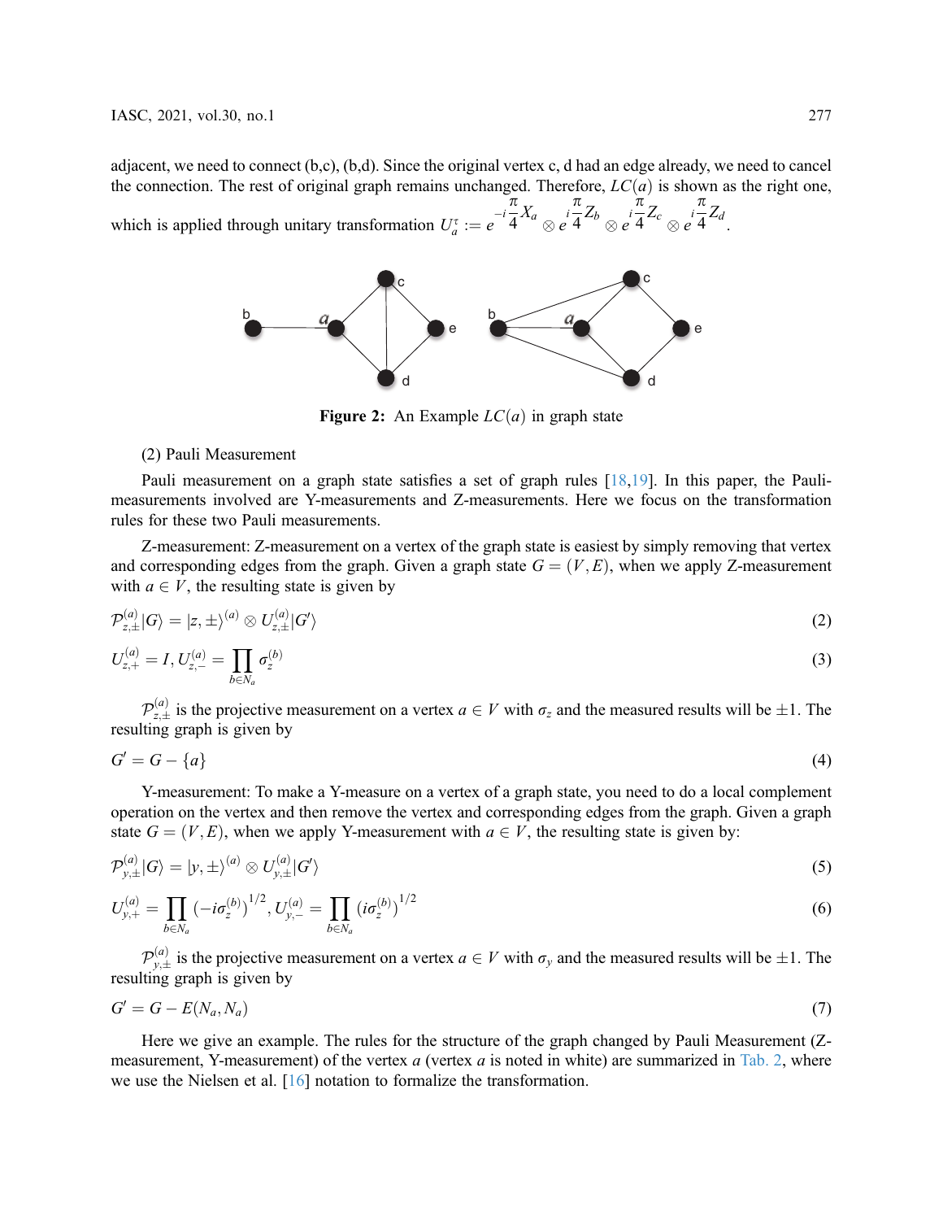adjacent, we need to connect (b,c), (b,d). Since the original vertex c, d had an edge already, we need to cancel the connection. The rest of original graph remains unchanged. Therefore, $LC(a)$ is shown as the right one, which is applied through unitary transformation $U_a^\tau := e^{-i\frac{\pi}{4}X_a} \otimes e^{i\frac{\pi}{4}Z_b} \otimes e^{i\frac{\pi}{4}Z_c} \otimes e^{i\frac{\pi}{4}Z_d}$.

**Figure 2:** An Example $LC(a)$ in graph state

(2) Pauli Measurement

Pauli measurement on a graph state satisfies a set of graph rules [18,19]. In this paper, the Pauli-measurements involved are Y-measurements and Z-measurements. Here we focus on the transformation rules for these two Pauli measurements.

Z-measurement: Z-measurement on a vertex of the graph state is easiest by simply removing that vertex and corresponding edges from the graph. Given a graph state $G = (V, E)$, when we apply Z-measurement with $a \in V$, the resulting state is given by

$$\mathcal{P}_{z,\pm}^{(a)}|G\rangle = |z, \pm\rangle^{(a)} \otimes U_{z,\pm}^{(a)}|G'\rangle \tag{2}$$

$$U_{z,+}^{(a)} = I, U_{z,-}^{(a)} = \prod_{b \in N_a} \sigma_z^{(b)} \tag{3}$$

$\mathcal{P}_{z,\pm}^{(a)}$ is the projective measurement on a vertex $a \in V$ with $\sigma_z$ and the measured results will be $\pm 1$. The resulting graph is given by

$$G' = G - \{a\} \tag{4}$$

Y-measurement: To make a Y-measure on a vertex of a graph state, you need to do a local complement operation on the vertex and then remove the vertex and corresponding edges from the graph. Given a graph state $G = (V, E)$, when we apply Y-measurement with $a \in V$, the resulting state is given by:

$$\mathcal{P}_{y,\pm}^{(a)}|G\rangle = |y, \pm\rangle^{(a)} \otimes U_{y,\pm}^{(a)}|G'\rangle \tag{5}$$

$$U_{y,+}^{(a)} = \prod_{b \in N_a} \left(-i\sigma_z^{(b)}\right)^{1/2}, U_{y,-}^{(a)} = \prod_{b \in N_a} \left(i\sigma_z^{(b)}\right)^{1/2} \tag{6}$$

$\mathcal{P}_{y,\pm}^{(a)}$ is the projective measurement on a vertex $a \in V$ with $\sigma_y$ and the measured results will be $\pm 1$. The resulting graph is given by

$$G' = G - E(N_a, N_a) \tag{7}$$

Here we give an example. The rules for the structure of the graph changed by Pauli Measurement (Z-measurement, Y-measurement) of the vertex $a$ (vertex $a$ is noted in white) are summarized in Tab. 2, where we use the Nielsen et al. [16] notation to formalize the transformation.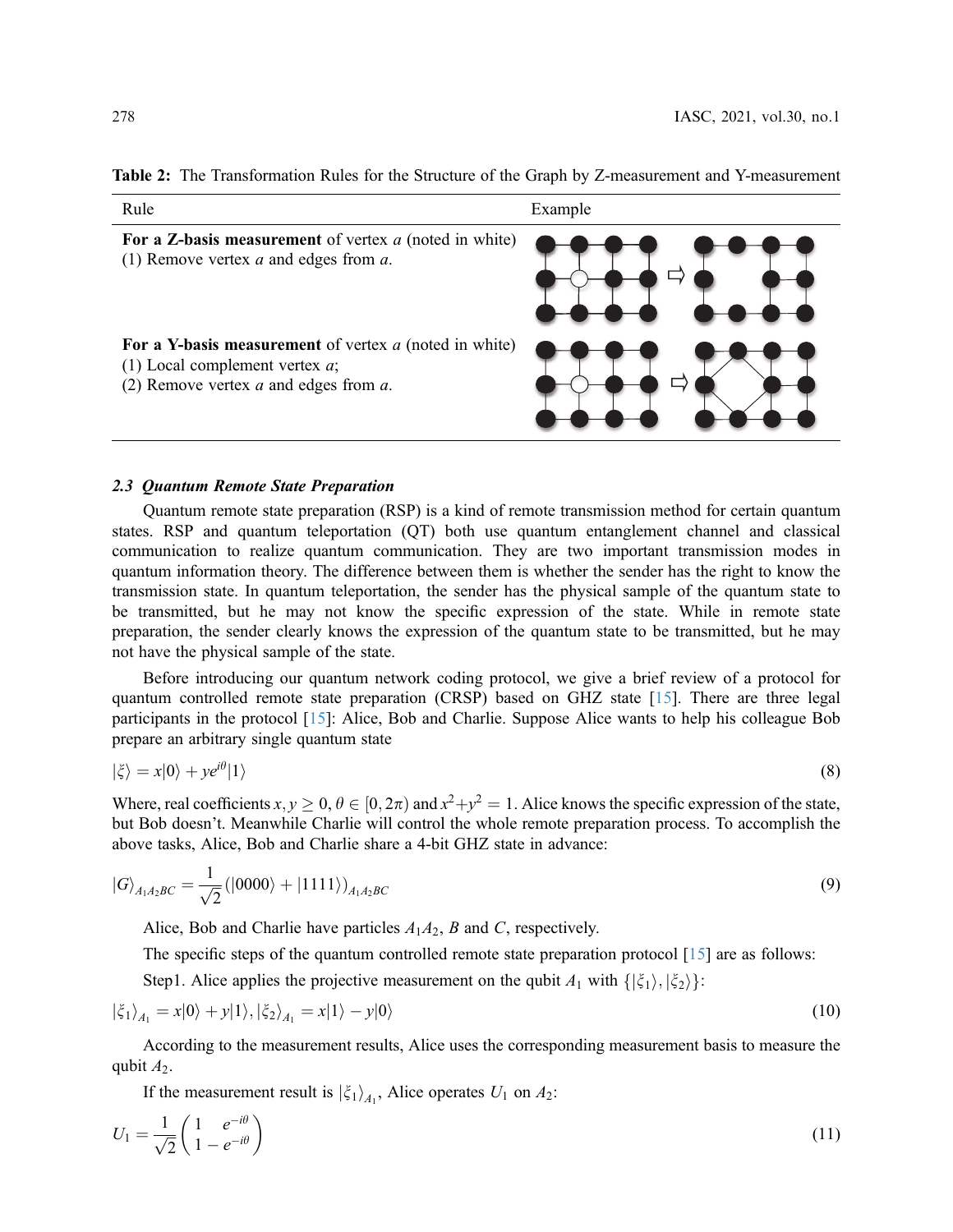**Table 2:** The Transformation Rules for the Structure of the Graph by Z-measurement and Y-measurement

| Rule | Example |
| --- | --- |
| **For a Z-basis measurement** of vertex *a* (noted in white) (1) Remove vertex *a* and edges from *a*. | |
| **For a Y-basis measurement** of vertex *a* (noted in white) (1) Local complement vertex *a*; (2) Remove vertex *a* and edges from *a*. | |

### *2.3 Quantum Remote State Preparation*

Quantum remote state preparation (RSP) is a kind of remote transmission method for certain quantum states. RSP and quantum teleportation (QT) both use quantum entanglement channel and classical communication to realize quantum communication. They are two important transmission modes in quantum information theory. The difference between them is whether the sender has the right to know the transmission state. In quantum teleportation, the sender has the physical sample of the quantum state to be transmitted, but he may not know the specific expression of the state. While in remote state preparation, the sender clearly knows the expression of the quantum state to be transmitted, but he may not have the physical sample of the state.

Before introducing our quantum network coding protocol, we give a brief review of a protocol for quantum controlled remote state preparation (CRSP) based on GHZ state [15]. There are three legal participants in the protocol [15]: Alice, Bob and Charlie. Suppose Alice wants to help his colleague Bob prepare an arbitrary single quantum state

$$|\xi\rangle = x|0\rangle + ye^{i\theta}|1\rangle \tag{8}$$

Where, real coefficients $x, y \geq 0, \theta \in [0, 2\pi)$ and $x^2+y^2 = 1$. Alice knows the specific expression of the state, but Bob doesn't. Meanwhile Charlie will control the whole remote preparation process. To accomplish the above tasks, Alice, Bob and Charlie share a 4-bit GHZ state in advance:

$$|G\rangle_{A_1A_2BC} = \frac{1}{\sqrt{2}}(|0000\rangle + |1111\rangle)_{A_1A_2BC} \tag{9}$$

Alice, Bob and Charlie have particles $A_1A_2$, $B$ and $C$, respectively.

The specific steps of the quantum controlled remote state preparation protocol [15] are as follows:

Step1. Alice applies the projective measurement on the qubit $A_1$ with $\{|\xi_1\rangle, |\xi_2\rangle\}$:

$$|\xi_1\rangle_{A_1} = x|0\rangle + y|1\rangle, |\xi_2\rangle_{A_1} = x|1\rangle - y|0\rangle \tag{10}$$

According to the measurement results, Alice uses the corresponding measurement basis to measure the qubit $A_2$.

If the measurement result is $|\xi_1\rangle_{A_1}$, Alice operates $U_1$ on $A_2$:

$$U_1 = \frac{1}{\sqrt{2}}\begin{pmatrix} 1 & e^{-i\theta} \\ 1 & -e^{-i\theta} \end{pmatrix} \tag{11}$$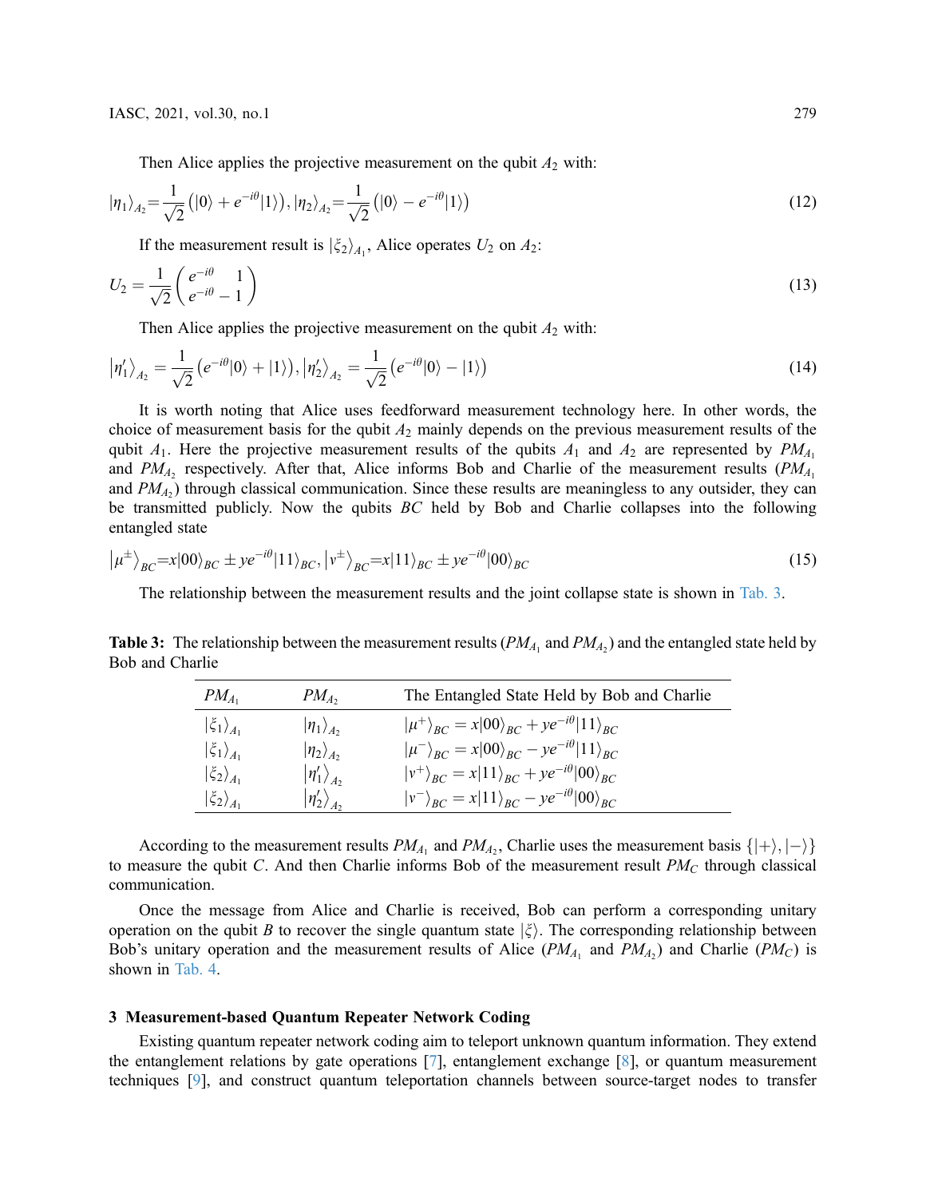Then Alice applies the projective measurement on the qubit $A_2$ with:

$$|\eta_1\rangle_{A_2}=\frac{1}{\sqrt{2}}\left(|0\rangle+e^{-i\vartheta}|1\rangle\right),|\eta_2\rangle_{A_2}=\frac{1}{\sqrt{2}}\left(|0\rangle-e^{-i\vartheta}|1\rangle\right) \tag{12}$$

If the measurement result is $|\xi_2\rangle_{A_1}$, Alice operates $U_2$ on $A_2$:

$$U_2=\frac{1}{\sqrt{2}}\begin{pmatrix} e^{-i\vartheta} & 1 \\ e^{-i\vartheta} & -1 \end{pmatrix} \tag{13}$$

Then Alice applies the projective measurement on the qubit $A_2$ with:

$$\left|\eta_1'\right\rangle_{A_2}=\frac{1}{\sqrt{2}}\left(e^{-i\vartheta}|0\rangle+|1\rangle\right),\left|\eta_2'\right\rangle_{A_2}=\frac{1}{\sqrt{2}}\left(e^{-i\vartheta}|0\rangle-|1\rangle\right) \tag{14}$$

It is worth noting that Alice uses feedforward measurement technology here. In other words, the choice of measurement basis for the qubit $A_2$ mainly depends on the previous measurement results of the qubit $A_1$. Here the projective measurement results of the qubits $A_1$ and $A_2$ are represented by $PM_{A_1}$ and $PM_{A_2}$ respectively. After that, Alice informs Bob and Charlie of the measurement results ($PM_{A_1}$ and $PM_{A_2}$) through classical communication. Since these results are meaningless to any outsider, they can be transmitted publicly. Now the qubits $BC$ held by Bob and Charlie collapses into the following entangled state

$$\left|\mu^{\pm}\right\rangle_{BC}=x|00\rangle_{BC}\pm ye^{-i\vartheta}|11\rangle_{BC},\left|v^{\pm}\right\rangle_{BC}=x|11\rangle_{BC}\pm ye^{-i\vartheta}|00\rangle_{BC} \tag{15}$$

The relationship between the measurement results and the joint collapse state is shown in Tab. 3.

**Table 3:** The relationship between the measurement results ($PM_{A_1}$ and $PM_{A_2}$) and the entangled state held by Bob and Charlie

| $PM_{A_1}$ | $PM_{A_2}$ | The Entangled State Held by Bob and Charlie |
|---|---|---|
| $\vert\xi_1\rangle_{A_1}$ | $\vert\eta_1\rangle_{A_2}$ | $\vert\mu^+\rangle_{BC}=x\vert 00\rangle_{BC}+ye^{-i\vartheta}\vert 11\rangle_{BC}$ |
| $\vert\xi_1\rangle_{A_1}$ | $\vert\eta_2\rangle_{A_2}$ | $\vert\mu^-\rangle_{BC}=x\vert 00\rangle_{BC}-ye^{-i\vartheta}\vert 11\rangle_{BC}$ |
| $\vert\xi_2\rangle_{A_1}$ | $\vert\eta_1'\rangle_{A_2}$ | $\vert v^+\rangle_{BC}=x\vert 11\rangle_{BC}+ye^{-i\vartheta}\vert 00\rangle_{BC}$ |
| $\vert\xi_2\rangle_{A_1}$ | $\vert\eta_2'\rangle_{A_2}$ | $\vert v^-\rangle_{BC}=x\vert 11\rangle_{BC}-ye^{-i\vartheta}\vert 00\rangle_{BC}$ |

According to the measurement results $PM_{A_1}$ and $PM_{A_2}$, Charlie uses the measurement basis $\{|+\rangle,|-\rangle\}$ to measure the qubit $C$. And then Charlie informs Bob of the measurement result $PM_C$ through classical communication.

Once the message from Alice and Charlie is received, Bob can perform a corresponding unitary operation on the qubit $B$ to recover the single quantum state $|\xi\rangle$. The corresponding relationship between Bob's unitary operation and the measurement results of Alice ($PM_{A_1}$ and $PM_{A_2}$) and Charlie ($PM_C$) is shown in Tab. 4.

## 3 Measurement-based Quantum Repeater Network Coding

Existing quantum repeater network coding aim to teleport unknown quantum information. They extend the entanglement relations by gate operations [7], entanglement exchange [8], or quantum measurement techniques [9], and construct quantum teleportation channels between source-target nodes to transfer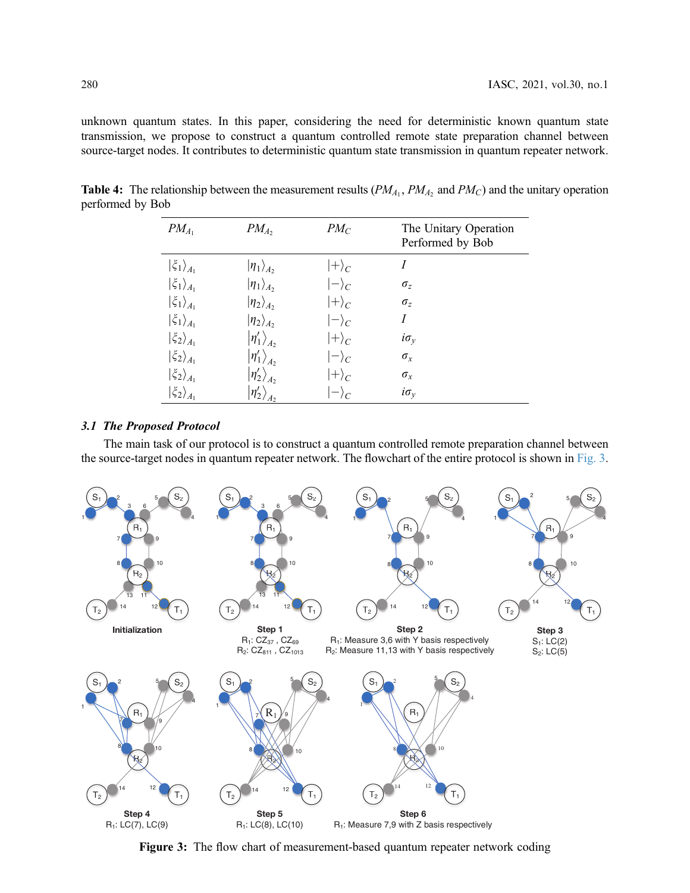unknown quantum states. In this paper, considering the need for deterministic known quantum state transmission, we propose to construct a quantum controlled remote state preparation channel between source-target nodes. It contributes to deterministic quantum state transmission in quantum repeater network.

**Table 4:** The relationship between the measurement results ($PM_{A_1}$, $PM_{A_2}$ and $PM_C$) and the unitary operation performed by Bob

| $PM_{A_1}$ | $PM_{A_2}$ | $PM_C$ | The Unitary Operation Performed by Bob |
|---|---|---|---|
| $\lvert\xi_1\rangle_{A_1}$ | $\lvert\eta_1\rangle_{A_2}$ | $\lvert+\rangle_C$ | $I$ |
| $\lvert\xi_1\rangle_{A_1}$ | $\lvert\eta_1\rangle_{A_2}$ | $\lvert-\rangle_C$ | $\sigma_z$ |
| $\lvert\xi_1\rangle_{A_1}$ | $\lvert\eta_2\rangle_{A_2}$ | $\lvert+\rangle_C$ | $\sigma_z$ |
| $\lvert\xi_1\rangle_{A_1}$ | $\lvert\eta_2\rangle_{A_2}$ | $\lvert-\rangle_C$ | $I$ |
| $\lvert\xi_2\rangle_{A_1}$ | $\lvert\eta_1'\rangle_{A_2}$ | $\lvert+\rangle_C$ | $i\sigma_y$ |
| $\lvert\xi_2\rangle_{A_1}$ | $\lvert\eta_1'\rangle_{A_2}$ | $\lvert-\rangle_C$ | $\sigma_x$ |
| $\lvert\xi_2\rangle_{A_1}$ | $\lvert\eta_2'\rangle_{A_2}$ | $\lvert+\rangle_C$ | $\sigma_x$ |
| $\lvert\xi_2\rangle_{A_1}$ | $\lvert\eta_2'\rangle_{A_2}$ | $\lvert-\rangle_C$ | $i\sigma_y$ |

### *3.1 The Proposed Protocol*

The main task of our protocol is to construct a quantum controlled remote preparation channel between the source-target nodes in quantum repeater network. The flowchart of the entire protocol is shown in Fig. 3.

**Figure 3:** The flow chart of measurement-based quantum repeater network coding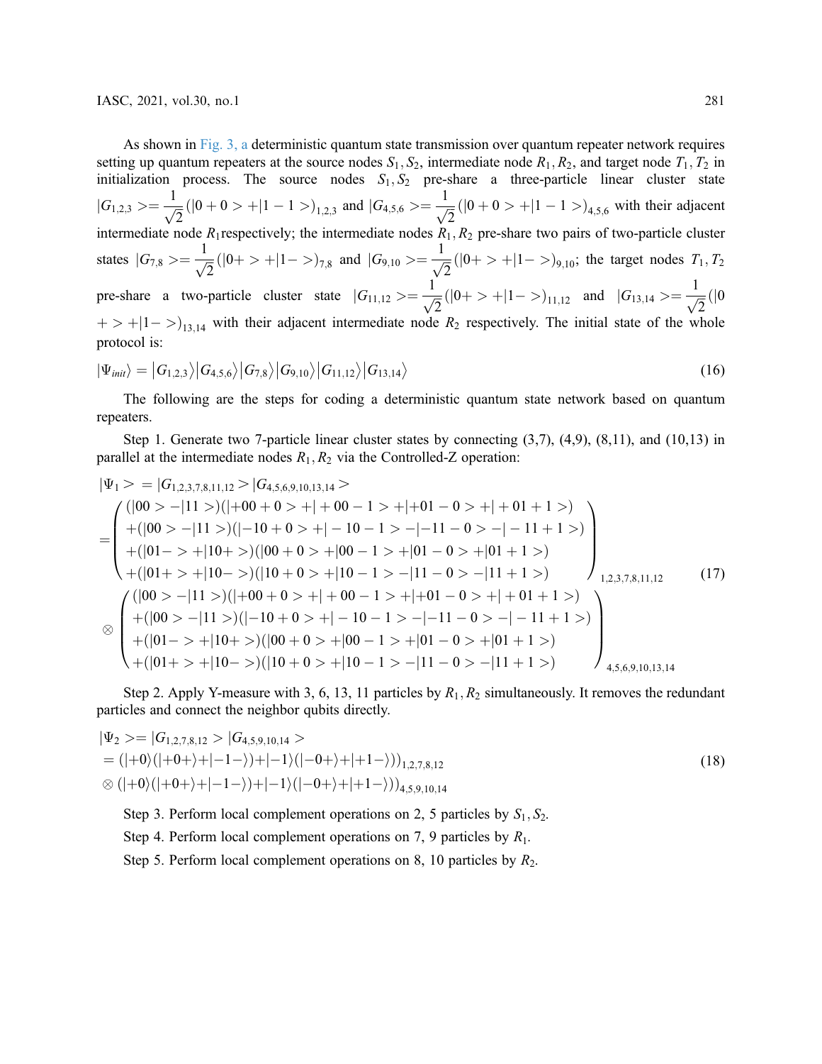As shown in Fig. 3, a deterministic quantum state transmission over quantum repeater network requires setting up quantum repeaters at the source nodes $S_1, S_2$, intermediate node $R_1, R_2$, and target node $T_1, T_2$ in initialization process. The source nodes $S_1, S_2$ pre-share a three-particle linear cluster state $|G_{1,2,3}>=\frac{1}{\sqrt{2}}(|0+0>+|1-1>)_{1,2,3}$ and $|G_{4,5,6}>=\frac{1}{\sqrt{2}}(|0+0>+|1-1>)_{4,5,6}$ with their adjacent intermediate node $R_1$respectively; the intermediate nodes $R_1, R_2$ pre-share two pairs of two-particle cluster states $|G_{7,8}>=\frac{1}{\sqrt{2}}(|0+>+|1->)_{7,8}$ and $|G_{9,10}>=\frac{1}{\sqrt{2}}(|0+>+|1->)_{9,10}$; the target nodes $T_1, T_2$ pre-share a two-particle cluster state $|G_{11,12}>=\frac{1}{\sqrt{2}}(|0+>+|1->)_{11,12}$ and $|G_{13,14}>=\frac{1}{\sqrt{2}}(|0+>+|1->)_{13,14}$ with their adjacent intermediate node $R_2$ respectively. The initial state of the whole protocol is:

$$|\Psi_{init}\rangle = |G_{1,2,3}\rangle|G_{4,5,6}\rangle|G_{7,8}\rangle|G_{9,10}\rangle|G_{11,12}\rangle|G_{13,14}\rangle \tag{16}$$

The following are the steps for coding a deterministic quantum state network based on quantum repeaters.

Step 1. Generate two 7-particle linear cluster states by connecting (3,7), (4,9), (8,11), and (10,13) in parallel at the intermediate nodes $R_1, R_2$ via the Controlled-Z operation:

$$\begin{aligned}
|\Psi_1> &= |G_{1,2,3,7,8,11,12}>|G_{4,5,6,9,10,13,14}> \\
&= \begin{pmatrix} (|00>-|11>)(|+00+0>+|+00-1>+|+01-0>+|+01+1>) \\ +(|00>-|11>)(|-10+0>+|-10-1>-|-11-0>-|-11+1>) \\ +(|01->+|10+>)(|00+0>+|00-1>+|01-0>+|01+1>) \\ +(|01+>+|10->)(|10+0>+|10-1>-|11-0>-|11+1>) \end{pmatrix}_{1,2,3,7,8,11,12} \\
&\otimes \begin{pmatrix} (|00>-|11>)(|+00+0>+|+00-1>+|+01-0>+|+01+1>) \\ +(|00>-|11>)(|-10+0>+|-10-1>-|-11-0>-|-11+1>) \\ +(|01->+|10+>)(|00+0>+|00-1>+|01-0>+|01+1>) \\ +(|01+>+|10->)(|10+0>+|10-1>-|11-0>-|11+1>) \end{pmatrix}_{4,5,6,9,10,13,14}
\end{aligned} \tag{17}$$

Step 2. Apply Y-measure with 3, 6, 13, 11 particles by $R_1, R_2$ simultaneously. It removes the redundant particles and connect the neighbor qubits directly.

$$\begin{aligned}
|\Psi_2> &= |G_{1,2,7,8,12}>|G_{4,5,9,10,14}> \\
&= (|+0\rangle(|+0+\rangle+|-1-\rangle)+|-1\rangle(|-0+\rangle+|+1-\rangle))_{1,2,7,8,12} \\
&\otimes (|+0\rangle(|+0+\rangle+|-1-\rangle)+|-1\rangle(|-0+\rangle+|+1-\rangle))_{4,5,9,10,14}
\end{aligned} \tag{18}$$

Step 3. Perform local complement operations on 2, 5 particles by $S_1, S_2$.

Step 4. Perform local complement operations on 7, 9 particles by $R_1$.

Step 5. Perform local complement operations on 8, 10 particles by $R_2$.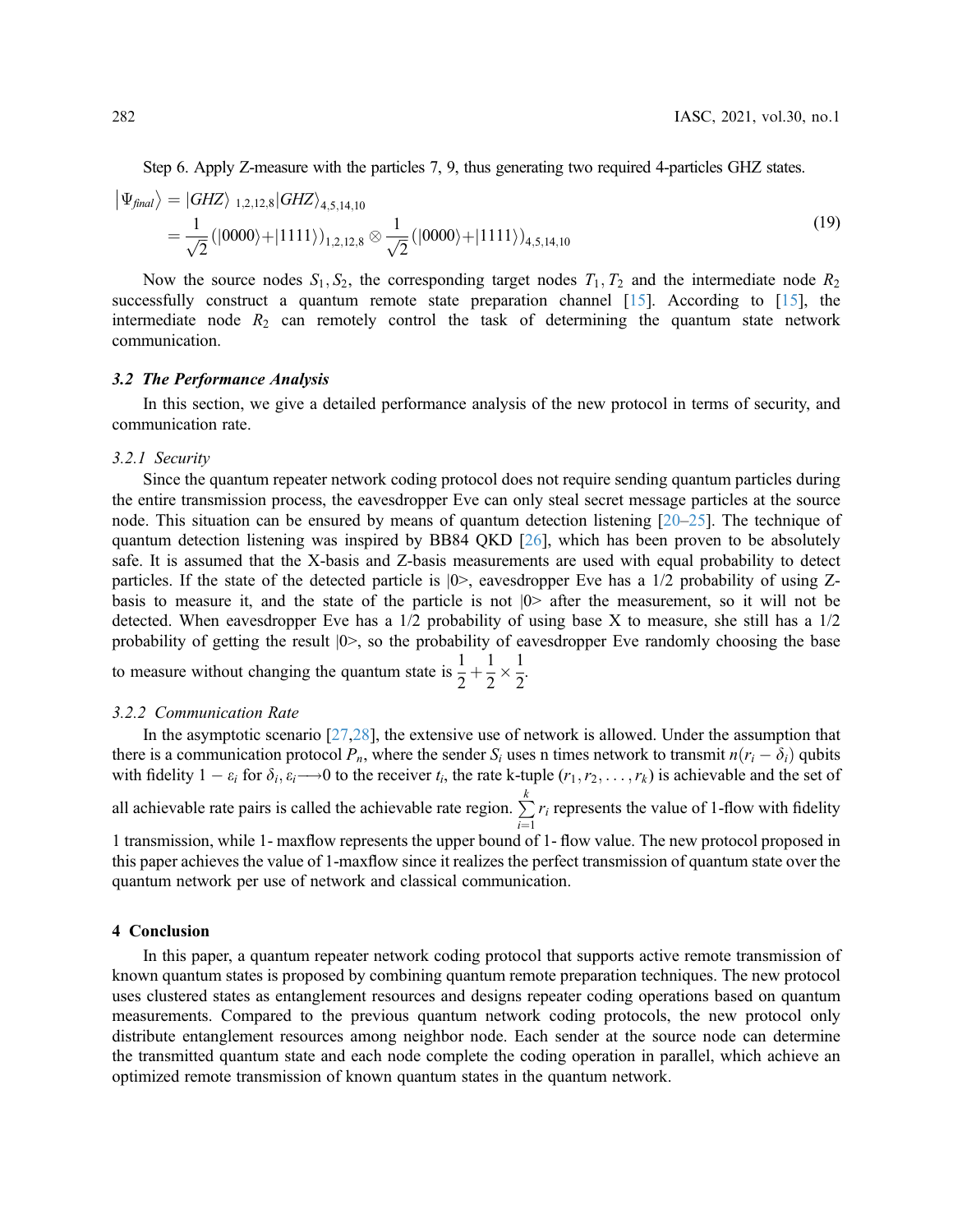Step 6. Apply Z-measure with the particles 7, 9, thus generating two required 4-particles GHZ states.

$$
\begin{aligned}
\left|\Psi_{final}\right\rangle &= |GHZ\rangle_{1,2,12,8}|GHZ\rangle_{4,5,14,10} \\
&= \frac{1}{\sqrt{2}}(|0000\rangle + |1111\rangle)_{1,2,12,8} \otimes \frac{1}{\sqrt{2}}(|0000\rangle + |1111\rangle)_{4,5,14,10}
\end{aligned}
\tag{19}
$$

Now the source nodes $S_1, S_2$, the corresponding target nodes $T_1, T_2$ and the intermediate node $R_2$ successfully construct a quantum remote state preparation channel [15]. According to [15], the intermediate node $R_2$ can remotely control the task of determining the quantum state network communication.

### 3.2 The Performance Analysis

In this section, we give a detailed performance analysis of the new protocol in terms of security, and communication rate.

#### 3.2.1 Security

Since the quantum repeater network coding protocol does not require sending quantum particles during the entire transmission process, the eavesdropper Eve can only steal secret message particles at the source node. This situation can be ensured by means of quantum detection listening [20–25]. The technique of quantum detection listening was inspired by BB84 QKD [26], which has been proven to be absolutely safe. It is assumed that the X-basis and Z-basis measurements are used with equal probability to detect particles. If the state of the detected particle is |0>, eavesdropper Eve has a 1/2 probability of using Z-basis to measure it, and the state of the particle is not |0> after the measurement, so it will not be detected. When eavesdropper Eve has a 1/2 probability of using base X to measure, she still has a 1/2 probability of getting the result |0>, so the probability of eavesdropper Eve randomly choosing the base to measure without changing the quantum state is $\frac{1}{2} + \frac{1}{2} \times \frac{1}{2}$.

#### 3.2.2 Communication Rate

In the asymptotic scenario [27,28], the extensive use of network is allowed. Under the assumption that there is a communication protocol $P_n$, where the sender $S_i$ uses n times network to transmit $n(r_i - \delta_i)$ qubits with fidelity $1 - \varepsilon_i$ for $\delta_i, \varepsilon_i \longrightarrow 0$ to the receiver $t_i$, the rate k-tuple $(r_1, r_2, \ldots, r_k)$ is achievable and the set of all achievable rate pairs is called the achievable rate region. $\sum_{i=1}^{k} r_i$ represents the value of 1-flow with fidelity 1 transmission, while 1- maxflow represents the upper bound of 1- flow value. The new protocol proposed in this paper achieves the value of 1-maxflow since it realizes the perfect transmission of quantum state over the quantum network per use of network and classical communication.

## 4 Conclusion

In this paper, a quantum repeater network coding protocol that supports active remote transmission of known quantum states is proposed by combining quantum remote preparation techniques. The new protocol uses clustered states as entanglement resources and designs repeater coding operations based on quantum measurements. Compared to the previous quantum network coding protocols, the new protocol only distribute entanglement resources among neighbor node. Each sender at the source node can determine the transmitted quantum state and each node complete the coding operation in parallel, which achieve an optimized remote transmission of known quantum states in the quantum network.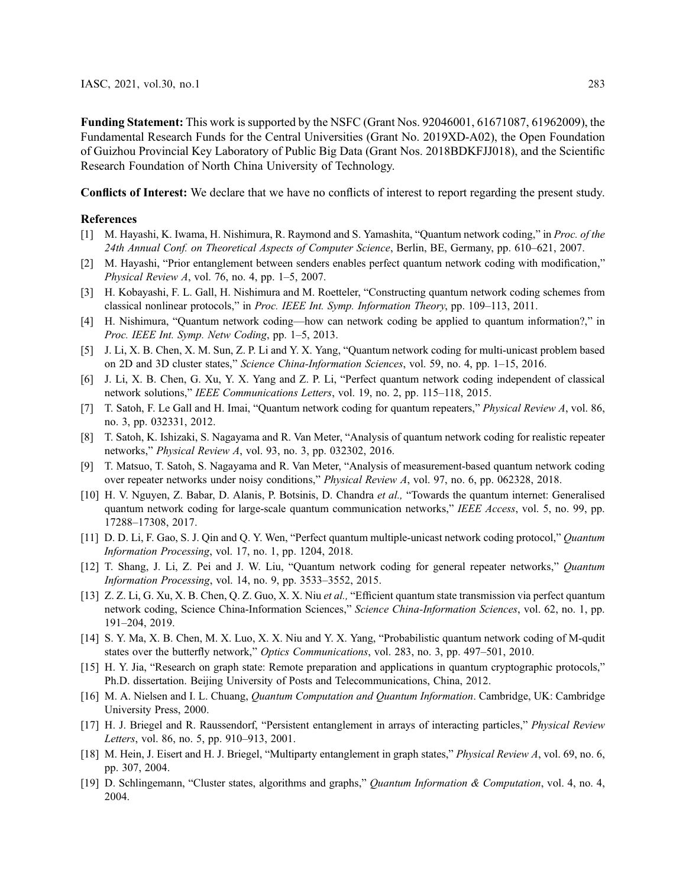**Funding Statement:** This work is supported by the NSFC (Grant Nos. 92046001, 61671087, 61962009), the Fundamental Research Funds for the Central Universities (Grant No. 2019XD-A02), the Open Foundation of Guizhou Provincial Key Laboratory of Public Big Data (Grant Nos. 2018BDKFJJ018), and the Scientific Research Foundation of North China University of Technology.

**Conflicts of Interest:** We declare that we have no conflicts of interest to report regarding the present study.

## References

[1] M. Hayashi, K. Iwama, H. Nishimura, R. Raymond and S. Yamashita, "Quantum network coding," in *Proc. of the 24th Annual Conf. on Theoretical Aspects of Computer Science*, Berlin, BE, Germany, pp. 610–621, 2007.

[2] M. Hayashi, "Prior entanglement between senders enables perfect quantum network coding with modification," *Physical Review A*, vol. 76, no. 4, pp. 1–5, 2007.

[3] H. Kobayashi, F. L. Gall, H. Nishimura and M. Roetteler, "Constructing quantum network coding schemes from classical nonlinear protocols," in *Proc. IEEE Int. Symp. Information Theory*, pp. 109–113, 2011.

[4] H. Nishimura, "Quantum network coding—how can network coding be applied to quantum information?," in *Proc. IEEE Int. Symp. Netw Coding*, pp. 1–5, 2013.

[5] J. Li, X. B. Chen, X. M. Sun, Z. P. Li and Y. X. Yang, "Quantum network coding for multi-unicast problem based on 2D and 3D cluster states," *Science China-Information Sciences*, vol. 59, no. 4, pp. 1–15, 2016.

[6] J. Li, X. B. Chen, G. Xu, Y. X. Yang and Z. P. Li, "Perfect quantum network coding independent of classical network solutions," *IEEE Communications Letters*, vol. 19, no. 2, pp. 115–118, 2015.

[7] T. Satoh, F. Le Gall and H. Imai, "Quantum network coding for quantum repeaters," *Physical Review A*, vol. 86, no. 3, pp. 032331, 2012.

[8] T. Satoh, K. Ishizaki, S. Nagayama and R. Van Meter, "Analysis of quantum network coding for realistic repeater networks," *Physical Review A*, vol. 93, no. 3, pp. 032302, 2016.

[9] T. Matsuo, T. Satoh, S. Nagayama and R. Van Meter, "Analysis of measurement-based quantum network coding over repeater networks under noisy conditions," *Physical Review A*, vol. 97, no. 6, pp. 062328, 2018.

[10] H. V. Nguyen, Z. Babar, D. Alanis, P. Botsinis, D. Chandra *et al.,* "Towards the quantum internet: Generalised quantum network coding for large-scale quantum communication networks," *IEEE Access*, vol. 5, no. 99, pp. 17288–17308, 2017.

[11] D. D. Li, F. Gao, S. J. Qin and Q. Y. Wen, "Perfect quantum multiple-unicast network coding protocol," *Quantum Information Processing*, vol. 17, no. 1, pp. 1204, 2018.

[12] T. Shang, J. Li, Z. Pei and J. W. Liu, "Quantum network coding for general repeater networks," *Quantum Information Processing*, vol. 14, no. 9, pp. 3533–3552, 2015.

[13] Z. Z. Li, G. Xu, X. B. Chen, Q. Z. Guo, X. X. Niu *et al.,* "Efficient quantum state transmission via perfect quantum network coding, Science China-Information Sciences," *Science China-Information Sciences*, vol. 62, no. 1, pp. 191–204, 2019.

[14] S. Y. Ma, X. B. Chen, M. X. Luo, X. X. Niu and Y. X. Yang, "Probabilistic quantum network coding of M-qudit states over the butterfly network," *Optics Communications*, vol. 283, no. 3, pp. 497–501, 2010.

[15] H. Y. Jia, "Research on graph state: Remote preparation and applications in quantum cryptographic protocols," Ph.D. dissertation. Beijing University of Posts and Telecommunications, China, 2012.

[16] M. A. Nielsen and I. L. Chuang, *Quantum Computation and Quantum Information*. Cambridge, UK: Cambridge University Press, 2000.

[17] H. J. Briegel and R. Raussendorf, "Persistent entanglement in arrays of interacting particles," *Physical Review Letters*, vol. 86, no. 5, pp. 910–913, 2001.

[18] M. Hein, J. Eisert and H. J. Briegel, "Multiparty entanglement in graph states," *Physical Review A*, vol. 69, no. 6, pp. 307, 2004.

[19] D. Schlingemann, "Cluster states, algorithms and graphs," *Quantum Information & Computation*, vol. 4, no. 4, 2004.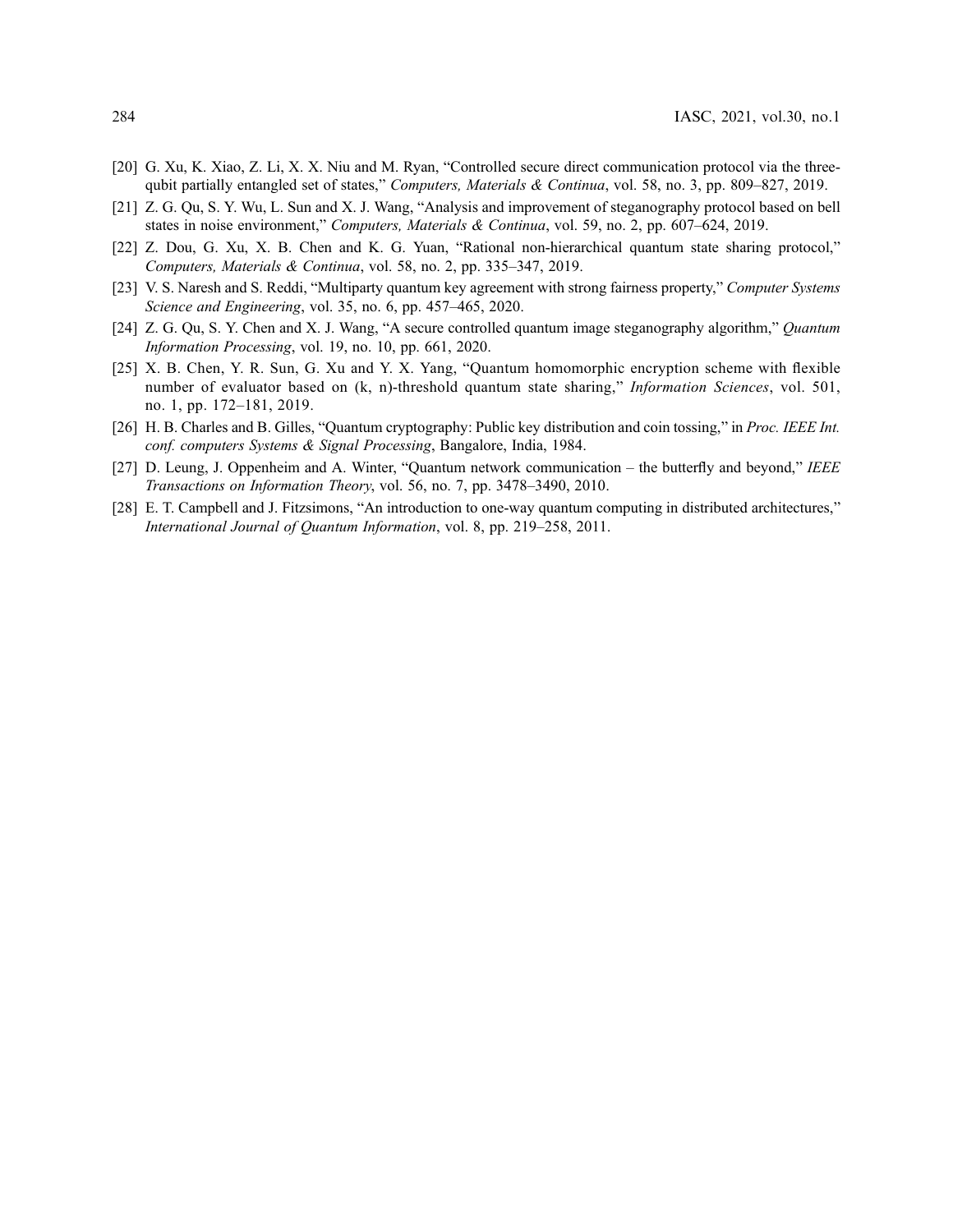[20] G. Xu, K. Xiao, Z. Li, X. X. Niu and M. Ryan, "Controlled secure direct communication protocol via the three-qubit partially entangled set of states," *Computers, Materials & Continua*, vol. 58, no. 3, pp. 809–827, 2019.

[21] Z. G. Qu, S. Y. Wu, L. Sun and X. J. Wang, "Analysis and improvement of steganography protocol based on bell states in noise environment," *Computers, Materials & Continua*, vol. 59, no. 2, pp. 607–624, 2019.

[22] Z. Dou, G. Xu, X. B. Chen and K. G. Yuan, "Rational non-hierarchical quantum state sharing protocol," *Computers, Materials & Continua*, vol. 58, no. 2, pp. 335–347, 2019.

[23] V. S. Naresh and S. Reddi, "Multiparty quantum key agreement with strong fairness property," *Computer Systems Science and Engineering*, vol. 35, no. 6, pp. 457–465, 2020.

[24] Z. G. Qu, S. Y. Chen and X. J. Wang, "A secure controlled quantum image steganography algorithm," *Quantum Information Processing*, vol. 19, no. 10, pp. 661, 2020.

[25] X. B. Chen, Y. R. Sun, G. Xu and Y. X. Yang, "Quantum homomorphic encryption scheme with flexible number of evaluator based on (k, n)-threshold quantum state sharing," *Information Sciences*, vol. 501, no. 1, pp. 172–181, 2019.

[26] H. B. Charles and B. Gilles, "Quantum cryptography: Public key distribution and coin tossing," in *Proc. IEEE Int. conf. computers Systems & Signal Processing*, Bangalore, India, 1984.

[27] D. Leung, J. Oppenheim and A. Winter, "Quantum network communication – the butterfly and beyond," *IEEE Transactions on Information Theory*, vol. 56, no. 7, pp. 3478–3490, 2010.

[28] E. T. Campbell and J. Fitzsimons, "An introduction to one-way quantum computing in distributed architectures," *International Journal of Quantum Information*, vol. 8, pp. 219–258, 2011.